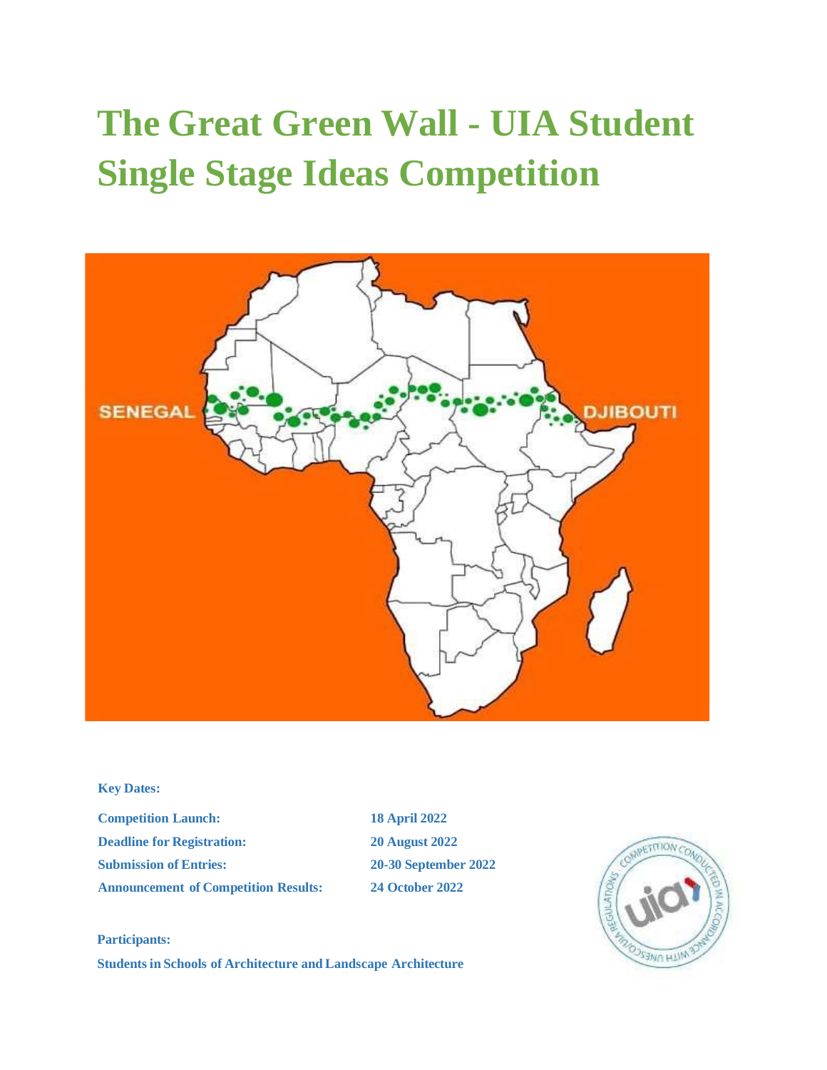# The Great Green Wall - UIA Student Single Stage Ideas Competition

**Key Dates:**

| | |
|---|---|
| **Competition Launch:** | **18 April 2022** |
| **Deadline for Registration:** | **20 August 2022** |
| **Submission of Entries:** | **20-30 September 2022** |
| **Announcement of Competition Results:** | **24 October 2022** |

**Participants:**

**Students in Schools of Architecture and Landscape Architecture**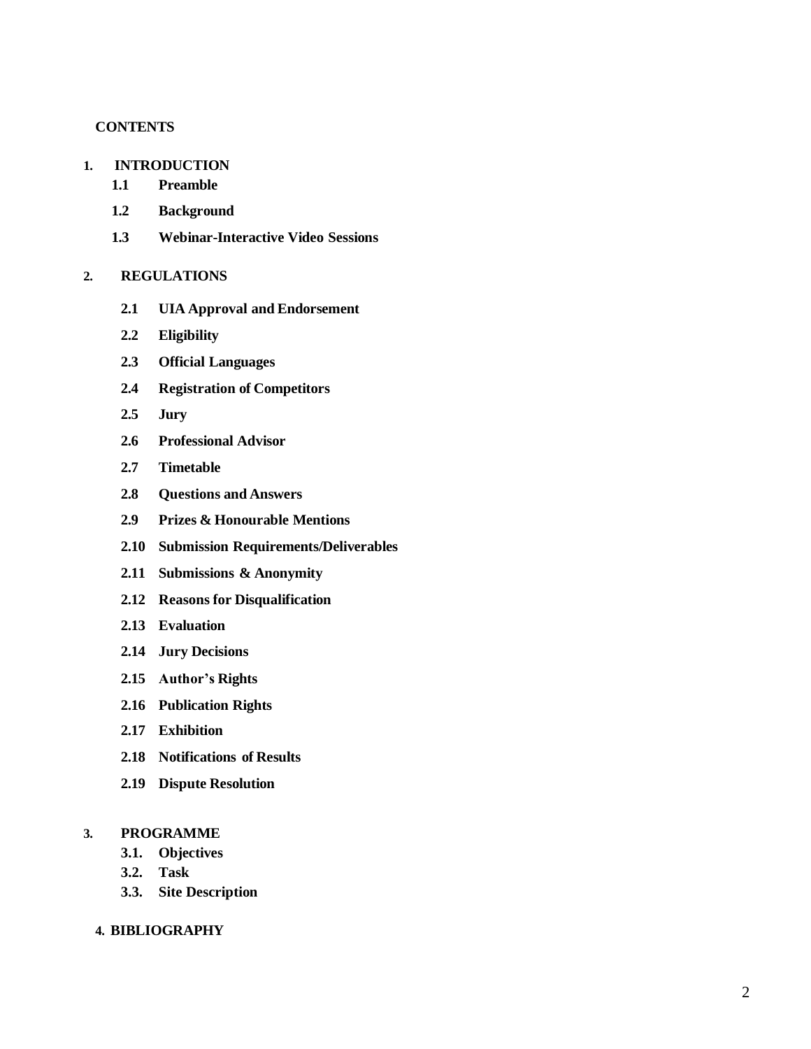**CONTENTS**

1. **INTRODUCTION**
   - **1.1 Preamble**
   - **1.2 Background**
   - **1.3 Webinar-Interactive Video Sessions**

2. **REGULATIONS**
   - **2.1 UIA Approval and Endorsement**
   - **2.2 Eligibility**
   - **2.3 Official Languages**
   - **2.4 Registration of Competitors**
   - **2.5 Jury**
   - **2.6 Professional Advisor**
   - **2.7 Timetable**
   - **2.8 Questions and Answers**
   - **2.9 Prizes & Honourable Mentions**
   - **2.10 Submission Requirements/Deliverables**
   - **2.11 Submissions & Anonymity**
   - **2.12 Reasons for Disqualification**
   - **2.13 Evaluation**
   - **2.14 Jury Decisions**
   - **2.15 Author's Rights**
   - **2.16 Publication Rights**
   - **2.17 Exhibition**
   - **2.18 Notifications of Results**
   - **2.19 Dispute Resolution**

3. **PROGRAMME**
   - **3.1. Objectives**
   - **3.2. Task**
   - **3.3. Site Description**

4. **BIBLIOGRAPHY**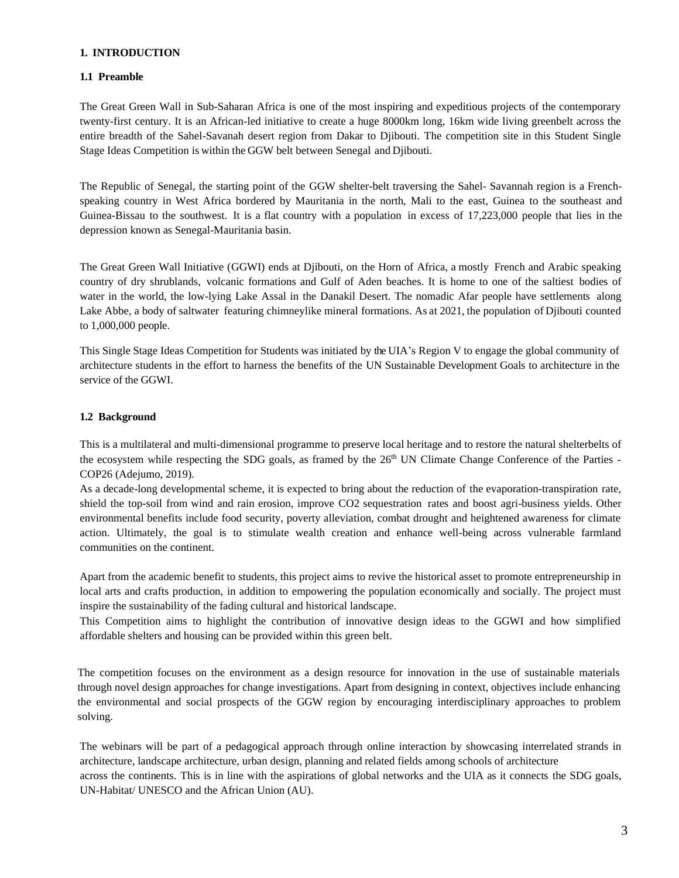## 1. INTRODUCTION

### 1.1 Preamble

The Great Green Wall in Sub-Saharan Africa is one of the most inspiring and expeditious projects of the contemporary twenty-first century. It is an African-led initiative to create a huge 8000km long, 16km wide living greenbelt across the entire breadth of the Sahel-Savanah desert region from Dakar to Djibouti. The competition site in this Student Single Stage Ideas Competition is within the GGW belt between Senegal and Djibouti.

The Republic of Senegal, the starting point of the GGW shelter-belt traversing the Sahel- Savannah region is a French-speaking country in West Africa bordered by Mauritania in the north, Mali to the east, Guinea to the southeast and Guinea-Bissau to the southwest. It is a flat country with a population in excess of 17,223,000 people that lies in the depression known as Senegal-Mauritania basin.

The Great Green Wall Initiative (GGWI) ends at Djibouti, on the Horn of Africa, a mostly French and Arabic speaking country of dry shrublands, volcanic formations and Gulf of Aden beaches. It is home to one of the saltiest bodies of water in the world, the low-lying Lake Assal in the Danakil Desert. The nomadic Afar people have settlements along Lake Abbe, a body of saltwater featuring chimneylike mineral formations. As at 2021, the population of Djibouti counted to 1,000,000 people.

This Single Stage Ideas Competition for Students was initiated by the UIA's Region V to engage the global community of architecture students in the effort to harness the benefits of the UN Sustainable Development Goals to architecture in the service of the GGWI.

### 1.2 Background

This is a multilateral and multi-dimensional programme to preserve local heritage and to restore the natural shelterbelts of the ecosystem while respecting the SDG goals, as framed by the 26th UN Climate Change Conference of the Parties - COP26 (Adejumo, 2019).

As a decade-long developmental scheme, it is expected to bring about the reduction of the evaporation-transpiration rate, shield the top-soil from wind and rain erosion, improve $CO_2$ sequestration rates and boost agri-business yields. Other environmental benefits include food security, poverty alleviation, combat drought and heightened awareness for climate action. Ultimately, the goal is to stimulate wealth creation and enhance well-being across vulnerable farmland communities on the continent.

Apart from the academic benefit to students, this project aims to revive the historical asset to promote entrepreneurship in local arts and crafts production, in addition to empowering the population economically and socially. The project must inspire the sustainability of the fading cultural and historical landscape.

This Competition aims to highlight the contribution of innovative design ideas to the GGWI and how simplified affordable shelters and housing can be provided within this green belt.

The competition focuses on the environment as a design resource for innovation in the use of sustainable materials through novel design approaches for change investigations. Apart from designing in context, objectives include enhancing the environmental and social prospects of the GGW region by encouraging interdisciplinary approaches to problem solving.

The webinars will be part of a pedagogical approach through online interaction by showcasing interrelated strands in architecture, landscape architecture, urban design, planning and related fields among schools of architecture across the continents. This is in line with the aspirations of global networks and the UIA as it connects the SDG goals, UN-Habitat/ UNESCO and the African Union (AU).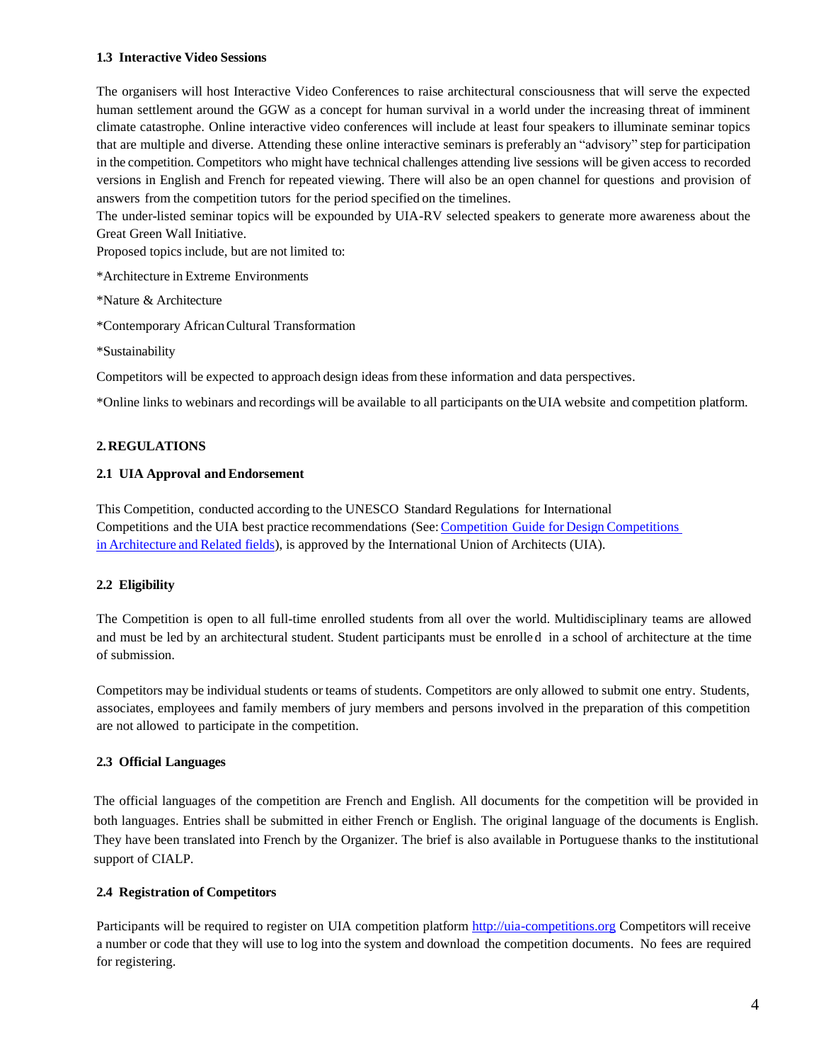### 1.3 Interactive Video Sessions

The organisers will host Interactive Video Conferences to raise architectural consciousness that will serve the expected human settlement around the GGW as a concept for human survival in a world under the increasing threat of imminent climate catastrophe. Online interactive video conferences will include at least four speakers to illuminate seminar topics that are multiple and diverse. Attending these online interactive seminars is preferably an "advisory" step for participation in the competition. Competitors who might have technical challenges attending live sessions will be given access to recorded versions in English and French for repeated viewing. There will also be an open channel for questions and provision of answers from the competition tutors for the period specified on the timelines.
The under-listed seminar topics will be expounded by UIA-RV selected speakers to generate more awareness about the Great Green Wall Initiative.
Proposed topics include, but are not limited to:

*Architecture in Extreme Environments

*Nature & Architecture

*Contemporary African Cultural Transformation

*Sustainability

Competitors will be expected to approach design ideas from these information and data perspectives.

*Online links to webinars and recordings will be available to all participants on the UIA website and competition platform.

## 2. REGULATIONS

### 2.1 UIA Approval and Endorsement

This Competition, conducted according to the UNESCO Standard Regulations for International Competitions and the UIA best practice recommendations (See: [Competition Guide for Design Competitions in Architecture and Related fields]), is approved by the International Union of Architects (UIA).

### 2.2 Eligibility

The Competition is open to all full-time enrolled students from all over the world. Multidisciplinary teams are allowed and must be led by an architectural student. Student participants must be enrolled in a school of architecture at the time of submission.

Competitors may be individual students or teams of students. Competitors are only allowed to submit one entry. Students, associates, employees and family members of jury members and persons involved in the preparation of this competition are not allowed to participate in the competition.

### 2.3 Official Languages

The official languages of the competition are French and English. All documents for the competition will be provided in both languages. Entries shall be submitted in either French or English. The original language of the documents is English. They have been translated into French by the Organizer. The brief is also available in Portuguese thanks to the institutional support of CIALP.

### 2.4 Registration of Competitors

Participants will be required to register on UIA competition platform http://uia-competitions.org Competitors will receive a number or code that they will use to log into the system and download the competition documents. No fees are required for registering.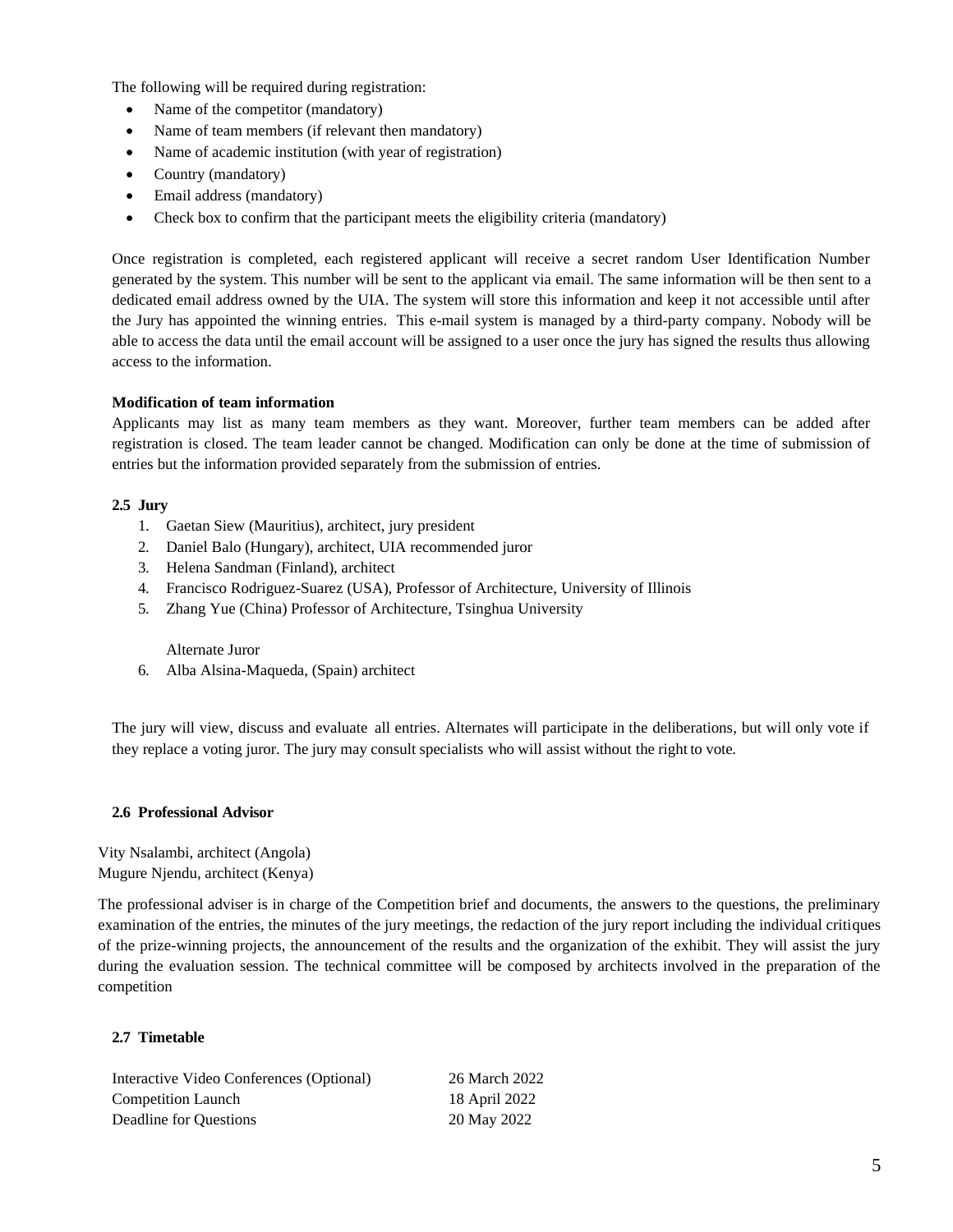The following will be required during registration:

- Name of the competitor (mandatory)
- Name of team members (if relevant then mandatory)
- Name of academic institution (with year of registration)
- Country (mandatory)
- Email address (mandatory)
- Check box to confirm that the participant meets the eligibility criteria (mandatory)

Once registration is completed, each registered applicant will receive a secret random User Identification Number generated by the system. This number will be sent to the applicant via email. The same information will be then sent to a dedicated email address owned by the UIA. The system will store this information and keep it not accessible until after the Jury has appointed the winning entries. This e-mail system is managed by a third-party company. Nobody will be able to access the data until the email account will be assigned to a user once the jury has signed the results thus allowing access to the information.

**Modification of team information**

Applicants may list as many team members as they want. Moreover, further team members can be added after registration is closed. The team leader cannot be changed. Modification can only be done at the time of submission of entries but the information provided separately from the submission of entries.

### 2.5 Jury

1. Gaetan Siew (Mauritius), architect, jury president
2. Daniel Balo (Hungary), architect, UIA recommended juror
3. Helena Sandman (Finland), architect
4. Francisco Rodriguez-Suarez (USA), Professor of Architecture, University of Illinois
5. Zhang Yue (China) Professor of Architecture, Tsinghua University

Alternate Juror

6. Alba Alsina-Maqueda, (Spain) architect

The jury will view, discuss and evaluate all entries. Alternates will participate in the deliberations, but will only vote if they replace a voting juror. The jury may consult specialists who will assist without the right to vote.

### 2.6 Professional Advisor

Vity Nsalambi, architect (Angola)
Mugure Njendu, architect (Kenya)

The professional adviser is in charge of the Competition brief and documents, the answers to the questions, the preliminary examination of the entries, the minutes of the jury meetings, the redaction of the jury report including the individual critiques of the prize-winning projects, the announcement of the results and the organization of the exhibit. They will assist the jury during the evaluation session. The technical committee will be composed by architects involved in the preparation of the competition

### 2.7 Timetable

| | |
|---|---|
| Interactive Video Conferences (Optional) | 26 March 2022 |
| Competition Launch | 18 April 2022 |
| Deadline for Questions | 20 May 2022 |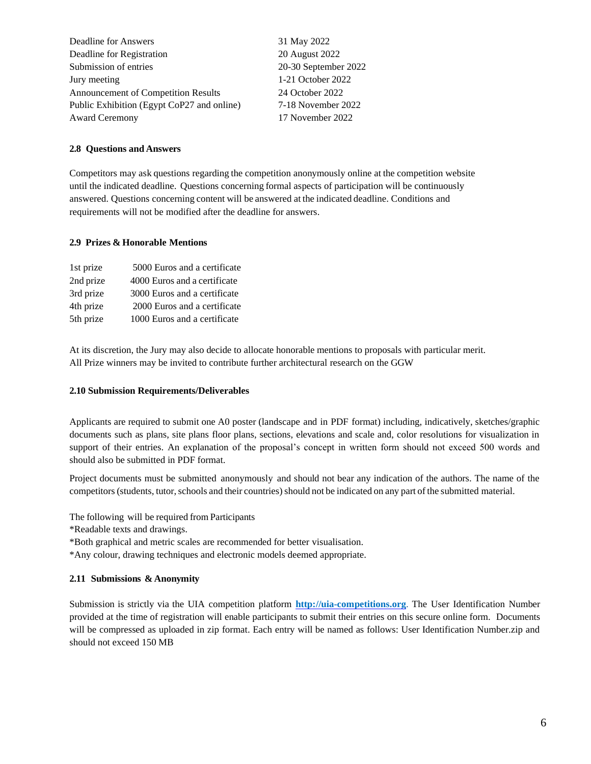| | |
|---|---|
| Deadline for Answers | 31 May 2022 |
| Deadline for Registration | 20 August 2022 |
| Submission of entries | 20-30 September 2022 |
| Jury meeting | 1-21 October 2022 |
| Announcement of Competition Results | 24 October 2022 |
| Public Exhibition (Egypt CoP27 and online) | 7-18 November 2022 |
| Award Ceremony | 17 November 2022 |

### 2.8 Questions and Answers

Competitors may ask questions regarding the competition anonymously online at the competition website until the indicated deadline. Questions concerning formal aspects of participation will be continuously answered. Questions concerning content will be answered at the indicated deadline. Conditions and requirements will not be modified after the deadline for answers.

### 2.9 Prizes & Honorable Mentions

| | |
|---|---|
| 1st prize | 5000 Euros and a certificate |
| 2nd prize | 4000 Euros and a certificate |
| 3rd prize | 3000 Euros and a certificate |
| 4th prize | 2000 Euros and a certificate |
| 5th prize | 1000 Euros and a certificate |

At its discretion, the Jury may also decide to allocate honorable mentions to proposals with particular merit.
All Prize winners may be invited to contribute further architectural research on the GGW

### 2.10 Submission Requirements/Deliverables

Applicants are required to submit one A0 poster (landscape and in PDF format) including, indicatively, sketches/graphic documents such as plans, site plans floor plans, sections, elevations and scale and, color resolutions for visualization in support of their entries. An explanation of the proposal's concept in written form should not exceed 500 words and should also be submitted in PDF format.

Project documents must be submitted anonymously and should not bear any indication of the authors. The name of the competitors (students, tutor, schools and their countries) should not be indicated on any part of the submitted material.

The following will be required from Participants
*Readable texts and drawings.
*Both graphical and metric scales are recommended for better visualisation.
*Any colour, drawing techniques and electronic models deemed appropriate.

### 2.11 Submissions & Anonymity

Submission is strictly via the UIA competition platform **http://uia-competitions.org**. The User Identification Number provided at the time of registration will enable participants to submit their entries on this secure online form. Documents will be compressed as uploaded in zip format. Each entry will be named as follows: User Identification Number.zip and should not exceed 150 MB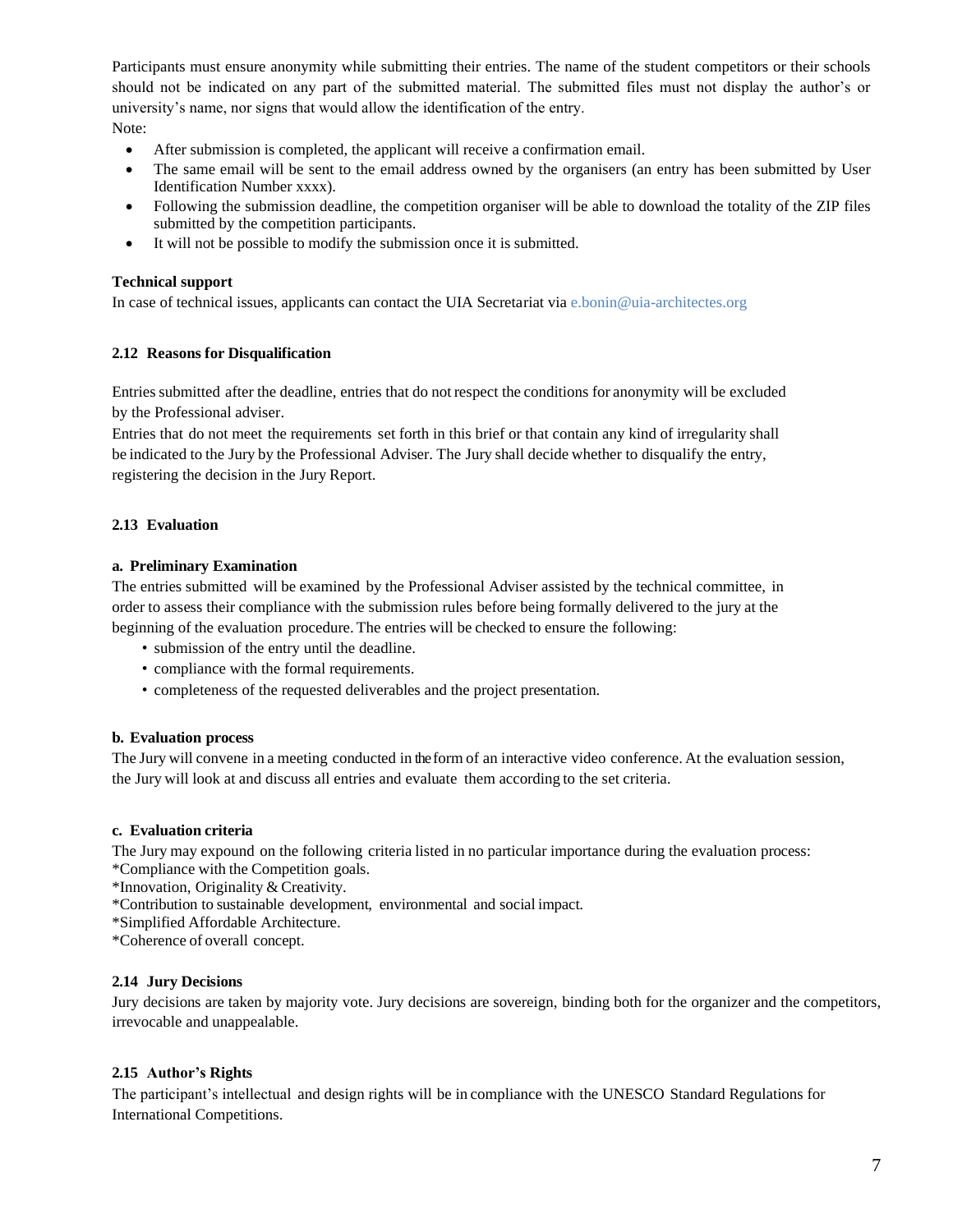Participants must ensure anonymity while submitting their entries. The name of the student competitors or their schools should not be indicated on any part of the submitted material. The submitted files must not display the author's or university's name, nor signs that would allow the identification of the entry.

Note:

- After submission is completed, the applicant will receive a confirmation email.
- The same email will be sent to the email address owned by the organisers (an entry has been submitted by User Identification Number xxxx).
- Following the submission deadline, the competition organiser will be able to download the totality of the ZIP files submitted by the competition participants.
- It will not be possible to modify the submission once it is submitted.

**Technical support**

In case of technical issues, applicants can contact the UIA Secretariat via e.bonin@uia-architectes.org

### 2.12 Reasons for Disqualification

Entries submitted after the deadline, entries that do not respect the conditions for anonymity will be excluded by the Professional adviser.

Entries that do not meet the requirements set forth in this brief or that contain any kind of irregularity shall be indicated to the Jury by the Professional Adviser. The Jury shall decide whether to disqualify the entry, registering the decision in the Jury Report.

### 2.13 Evaluation

#### a. Preliminary Examination

The entries submitted will be examined by the Professional Adviser assisted by the technical committee, in order to assess their compliance with the submission rules before being formally delivered to the jury at the beginning of the evaluation procedure. The entries will be checked to ensure the following:

- submission of the entry until the deadline.
- compliance with the formal requirements.
- completeness of the requested deliverables and the project presentation.

#### b. Evaluation process

The Jury will convene in a meeting conducted in the form of an interactive video conference. At the evaluation session, the Jury will look at and discuss all entries and evaluate them according to the set criteria.

#### c. Evaluation criteria

The Jury may expound on the following criteria listed in no particular importance during the evaluation process:

*Compliance with the Competition goals.

*Innovation, Originality & Creativity.

*Contribution to sustainable development, environmental and social impact.

*Simplified Affordable Architecture.

*Coherence of overall concept.

### 2.14 Jury Decisions

Jury decisions are taken by majority vote. Jury decisions are sovereign, binding both for the organizer and the competitors, irrevocable and unappealable.

### 2.15 Author's Rights

The participant's intellectual and design rights will be in compliance with the UNESCO Standard Regulations for International Competitions.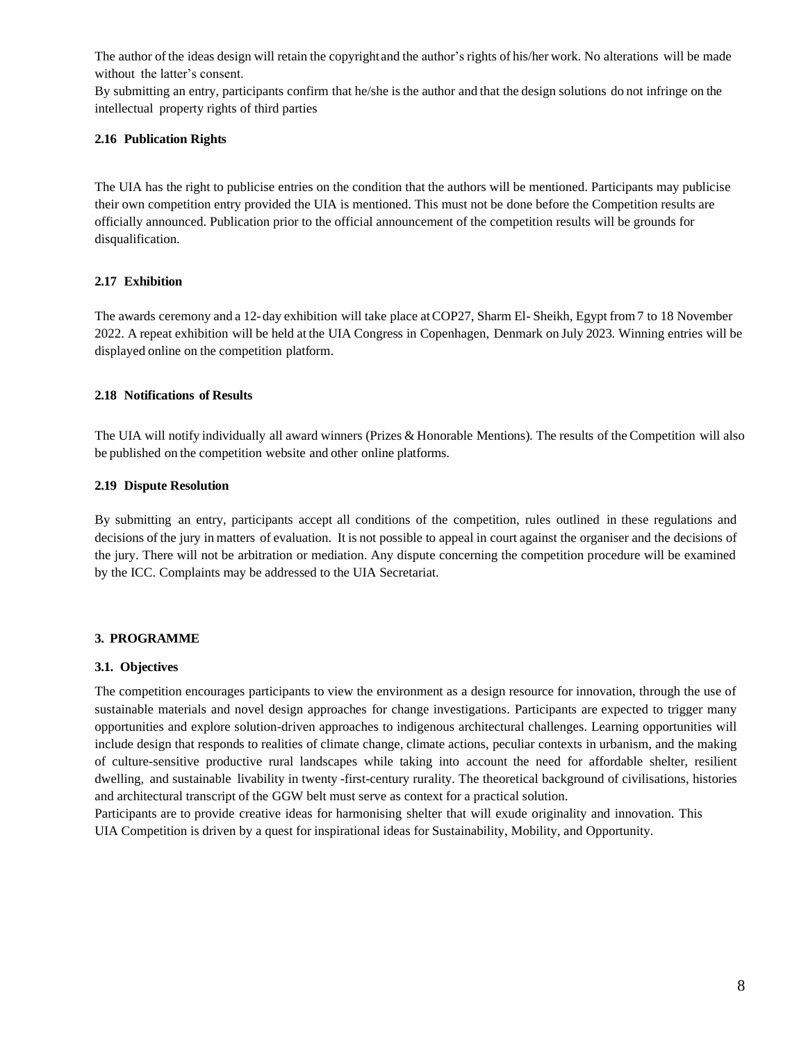The author of the ideas design will retain the copyright and the author's rights of his/her work. No alterations will be made without the latter's consent.

By submitting an entry, participants confirm that he/she is the author and that the design solutions do not infringe on the intellectual property rights of third parties

### 2.16 Publication Rights

The UIA has the right to publicise entries on the condition that the authors will be mentioned. Participants may publicise their own competition entry provided the UIA is mentioned. This must not be done before the Competition results are officially announced. Publication prior to the official announcement of the competition results will be grounds for disqualification.

### 2.17 Exhibition

The awards ceremony and a 12-day exhibition will take place at COP27, Sharm El- Sheikh, Egypt from 7 to 18 November 2022. A repeat exhibition will be held at the UIA Congress in Copenhagen, Denmark on July 2023. Winning entries will be displayed online on the competition platform.

### 2.18 Notifications of Results

The UIA will notify individually all award winners (Prizes & Honorable Mentions). The results of the Competition will also be published on the competition website and other online platforms.

### 2.19 Dispute Resolution

By submitting an entry, participants accept all conditions of the competition, rules outlined in these regulations and decisions of the jury in matters of evaluation. It is not possible to appeal in court against the organiser and the decisions of the jury. There will not be arbitration or mediation. Any dispute concerning the competition procedure will be examined by the ICC. Complaints may be addressed to the UIA Secretariat.

## 3. PROGRAMME

### 3.1. Objectives

The competition encourages participants to view the environment as a design resource for innovation, through the use of sustainable materials and novel design approaches for change investigations. Participants are expected to trigger many opportunities and explore solution-driven approaches to indigenous architectural challenges. Learning opportunities will include design that responds to realities of climate change, climate actions, peculiar contexts in urbanism, and the making of culture-sensitive productive rural landscapes while taking into account the need for affordable shelter, resilient dwelling, and sustainable livability in twenty -first-century rurality. The theoretical background of civilisations, histories and architectural transcript of the GGW belt must serve as context for a practical solution.

Participants are to provide creative ideas for harmonising shelter that will exude originality and innovation. This UIA Competition is driven by a quest for inspirational ideas for Sustainability, Mobility, and Opportunity.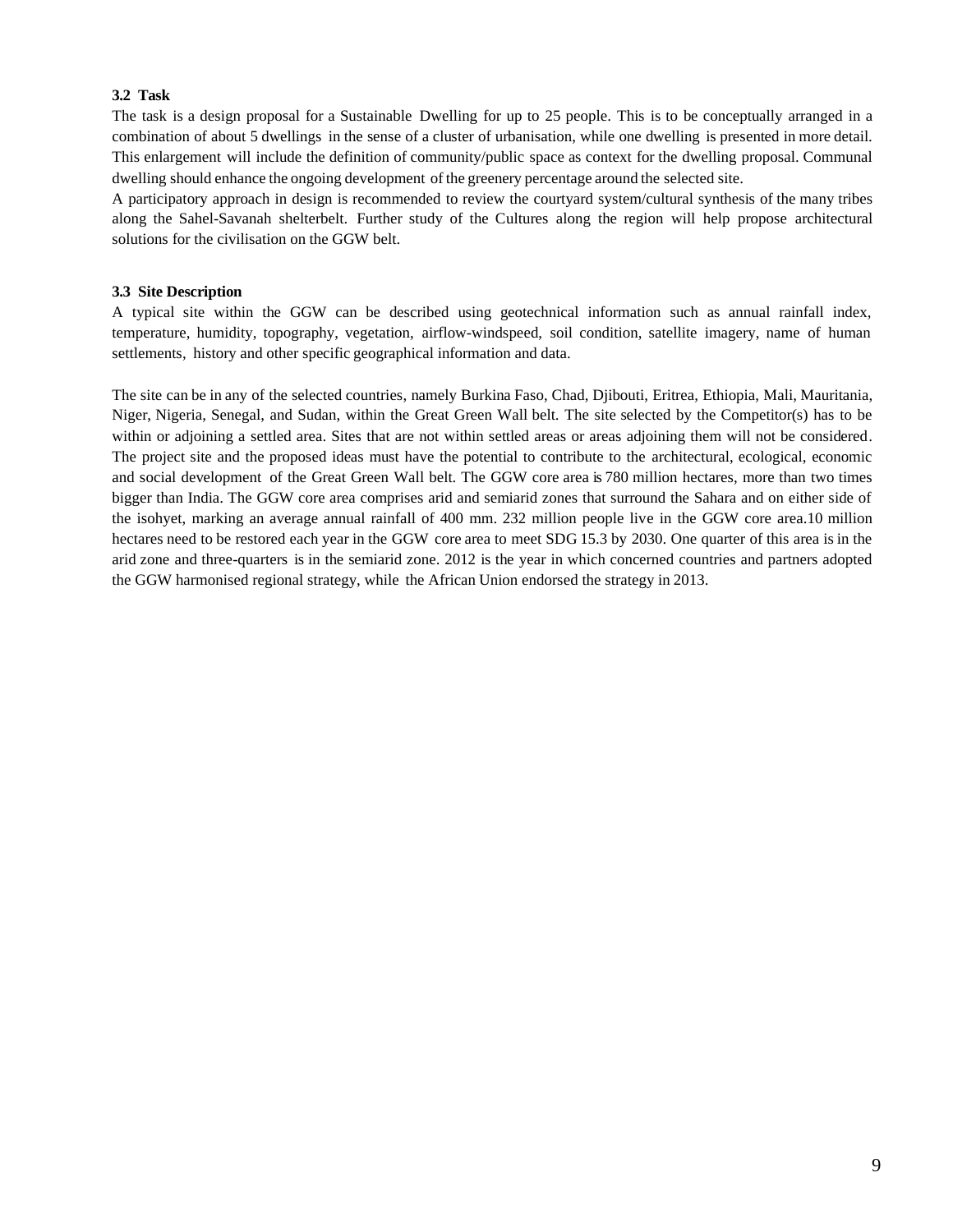### 3.2 Task

The task is a design proposal for a Sustainable Dwelling for up to 25 people. This is to be conceptually arranged in a combination of about 5 dwellings in the sense of a cluster of urbanisation, while one dwelling is presented in more detail. This enlargement will include the definition of community/public space as context for the dwelling proposal. Communal dwelling should enhance the ongoing development of the greenery percentage around the selected site.

A participatory approach in design is recommended to review the courtyard system/cultural synthesis of the many tribes along the Sahel-Savanah shelterbelt. Further study of the Cultures along the region will help propose architectural solutions for the civilisation on the GGW belt.

### 3.3 Site Description

A typical site within the GGW can be described using geotechnical information such as annual rainfall index, temperature, humidity, topography, vegetation, airflow-windspeed, soil condition, satellite imagery, name of human settlements, history and other specific geographical information and data.

The site can be in any of the selected countries, namely Burkina Faso, Chad, Djibouti, Eritrea, Ethiopia, Mali, Mauritania, Niger, Nigeria, Senegal, and Sudan, within the Great Green Wall belt. The site selected by the Competitor(s) has to be within or adjoining a settled area. Sites that are not within settled areas or areas adjoining them will not be considered. The project site and the proposed ideas must have the potential to contribute to the architectural, ecological, economic and social development of the Great Green Wall belt. The GGW core area is 780 million hectares, more than two times bigger than India. The GGW core area comprises arid and semiarid zones that surround the Sahara and on either side of the isohyet, marking an average annual rainfall of 400 mm. 232 million people live in the GGW core area.10 million hectares need to be restored each year in the GGW core area to meet SDG 15.3 by 2030. One quarter of this area is in the arid zone and three-quarters is in the semiarid zone. 2012 is the year in which concerned countries and partners adopted the GGW harmonised regional strategy, while the African Union endorsed the strategy in 2013.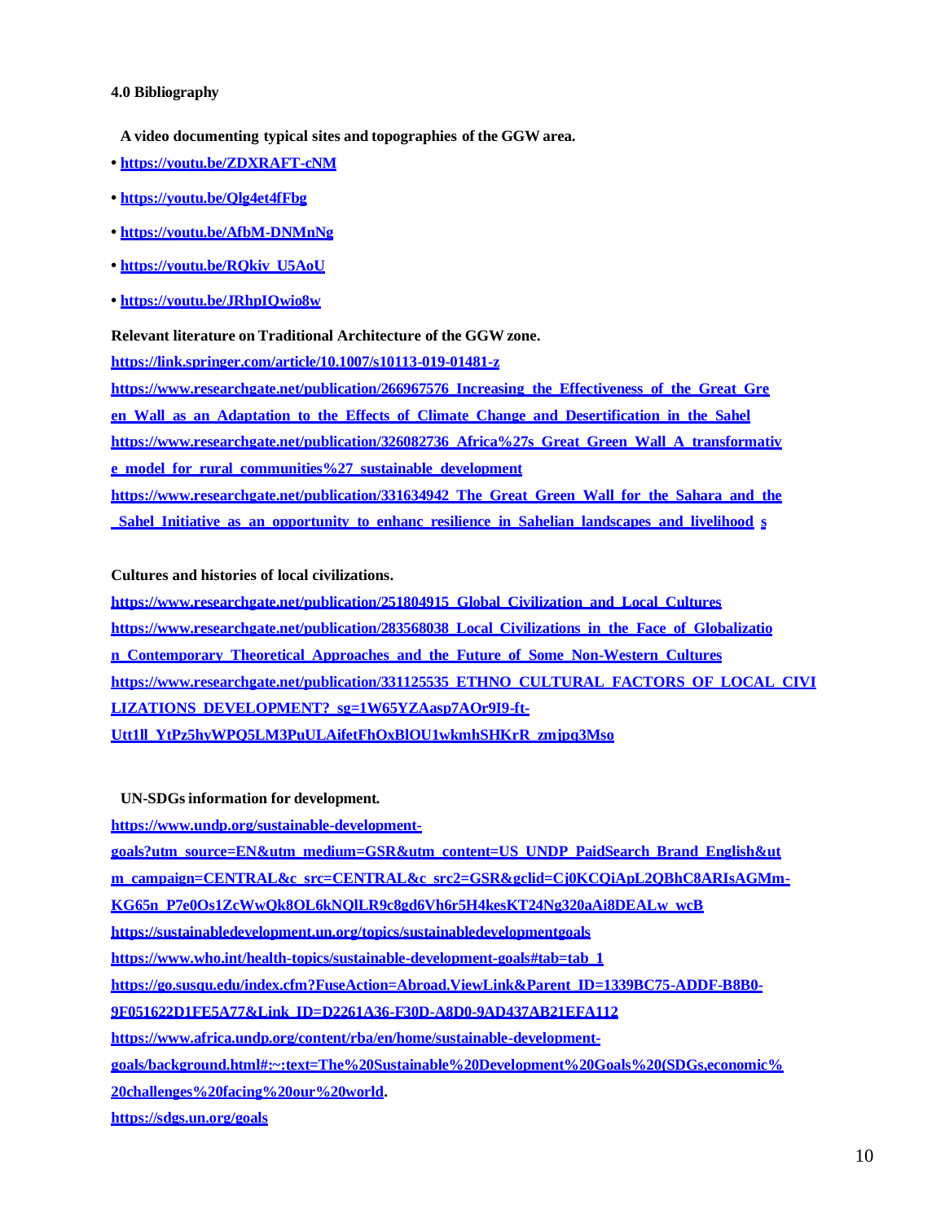### 4.0 Bibliography

**A video documenting typical sites and topographies of the GGW area.**

- https://youtu.be/ZDXRAFT-cNM
- https://youtu.be/Qlg4et4fFbg
- https://youtu.be/AfbM-DNMnNg
- https://youtu.be/RQkiv_U5AoU
- https://youtu.be/JRhpIQwio8w

**Relevant literature on Traditional Architecture of the GGW zone.**

https://link.springer.com/article/10.1007/s10113-019-01481-z

https://www.researchgate.net/publication/266967576_Increasing_the_Effectiveness_of_the_Great_Green_Wall_as_an_Adaptation_to_the_Effects_of_Climate_Change_and_Desertification_in_the_Sahel

https://www.researchgate.net/publication/326082736_Africa%27s_Great_Green_Wall_A_transformative_model_for_rural_communities%27_sustainable_development

https://www.researchgate.net/publication/331634942_The_Great_Green_Wall_for_the_Sahara_and_the_Sahel_Initiative_as_an_opportunity_to_enhanc_resilience_in_Sahelian_landscapes_and_livelihoods

**Cultures and histories of local civilizations.**

https://www.researchgate.net/publication/251804915_Global_Civilization_and_Local_Cultures

https://www.researchgate.net/publication/283568038_Local_Civilizations_in_the_Face_of_Globalization_Contemporary_Theoretical_Approaches_and_the_Future_of_Some_Non-Western_Cultures

https://www.researchgate.net/publication/331125535_ETHNO_CULTURAL_FACTORS_OF_LOCAL_CIVILIZATIONS_DEVELOPMENT?_sg=1W65YZAasp7AOr9I9-ft-Utt1ll_YtPz5hyWPQ5LM3PuULAifetFhOxBlOU1wkmhSHKrR_zmjpq3Mso

**UN-SDGs information for development.**

https://www.undp.org/sustainable-development-goals?utm_source=EN&utm_medium=GSR&utm_content=US_UNDP_PaidSearch_Brand_English&utm_campaign=CENTRAL&c_src=CENTRAL&c_src2=GSR&gclid=Cj0KCQiApL2QBhC8ARIsAGMm-KG65n_P7e0Os1ZcWwQk8OL6kNQlLR9c8gd6Vh6r5H4kesKT24Ng320aAi8DEALw_wcB

https://sustainabledevelopment.un.org/topics/sustainabledevelopmentgoals

https://www.who.int/health-topics/sustainable-development-goals#tab=tab_1

https://go.susqu.edu/index.cfm?FuseAction=Abroad.ViewLink&Parent_ID=1339BC75-ADDF-B8B0-9F051622D1FE5A77&Link_ID=D2261A36-F30D-A8D0-9AD437AB21EFA112

https://www.africa.undp.org/content/rba/en/home/sustainable-development-goals/background.html#:~:text=The%20Sustainable%20Development%20Goals%20(SDGs,economic%20challenges%20facing%20our%20world.

https://sdgs.un.org/goals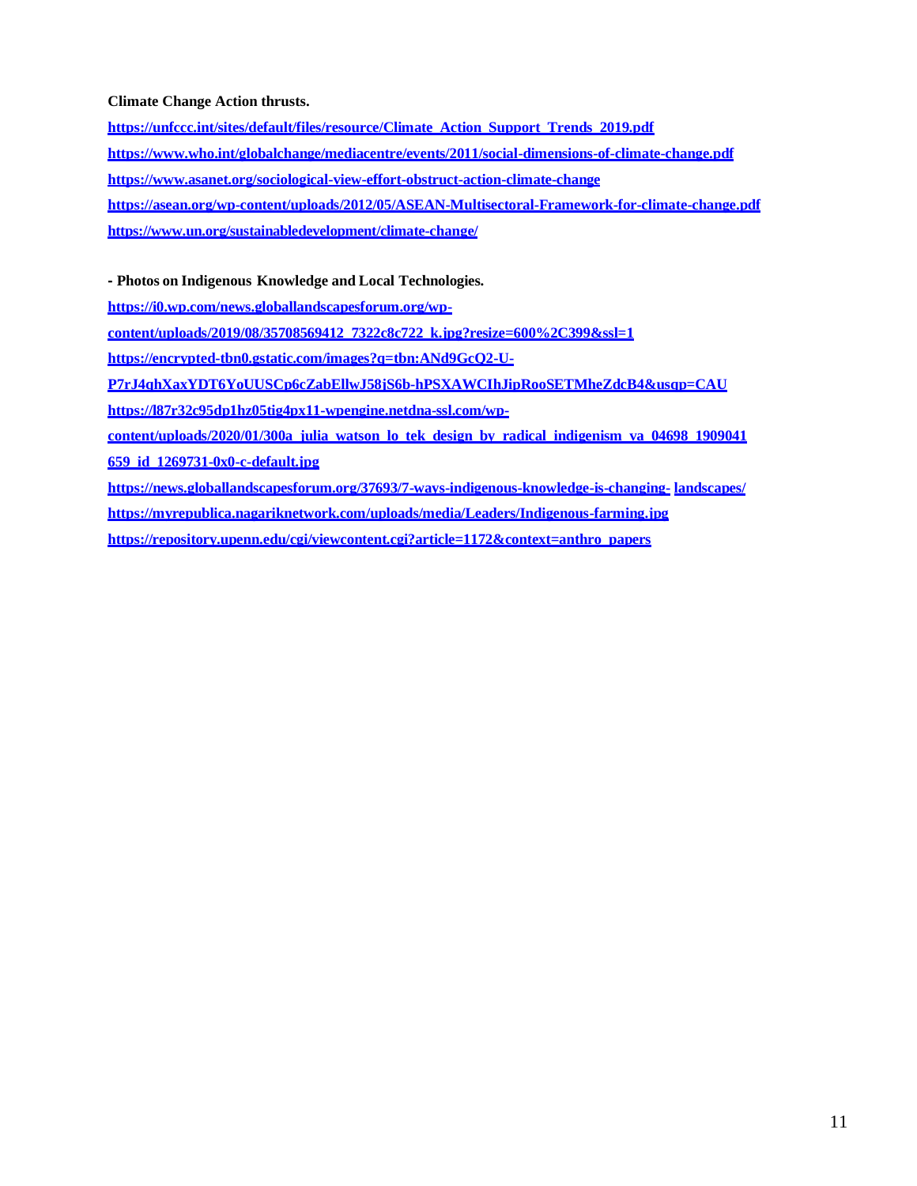**Climate Change Action thrusts.**

https://unfccc.int/sites/default/files/resource/Climate_Action_Support_Trends_2019.pdf

https://www.who.int/globalchange/mediacentre/events/2011/social-dimensions-of-climate-change.pdf

https://www.asanet.org/sociological-view-effort-obstruct-action-climate-change

https://asean.org/wp-content/uploads/2012/05/ASEAN-Multisectoral-Framework-for-climate-change.pdf

https://www.un.org/sustainabledevelopment/climate-change/

**- Photos on Indigenous Knowledge and Local Technologies.**

https://i0.wp.com/news.globallandscapesforum.org/wp-content/uploads/2019/08/35708569412_7322c8c722_k.jpg?resize=600%2C399&ssl=1

https://encrypted-tbn0.gstatic.com/images?q=tbn:ANd9GcQ2-U-P7rJ4qhXaxYDT6YoUUSCp6cZabEllwJ58jS6b-hPSXAWCIhJipRooSETMheZdcB4&usqp=CAU

https://l87r32c95dp1hz05tig4px11-wpengine.netdna-ssl.com/wp-content/uploads/2020/01/300a_julia_watson_lo_tek_design_by_radical_indigenism_va_04698_1909041659_id_1269731-0x0-c-default.jpg

https://news.globallandscapesforum.org/37693/7-ways-indigenous-knowledge-is-changing-landscapes/

https://myrepublica.nagariknetwork.com/uploads/media/Leaders/Indigenous-farming.jpg

https://repository.upenn.edu/cgi/viewcontent.cgi?article=1172&context=anthro_papers